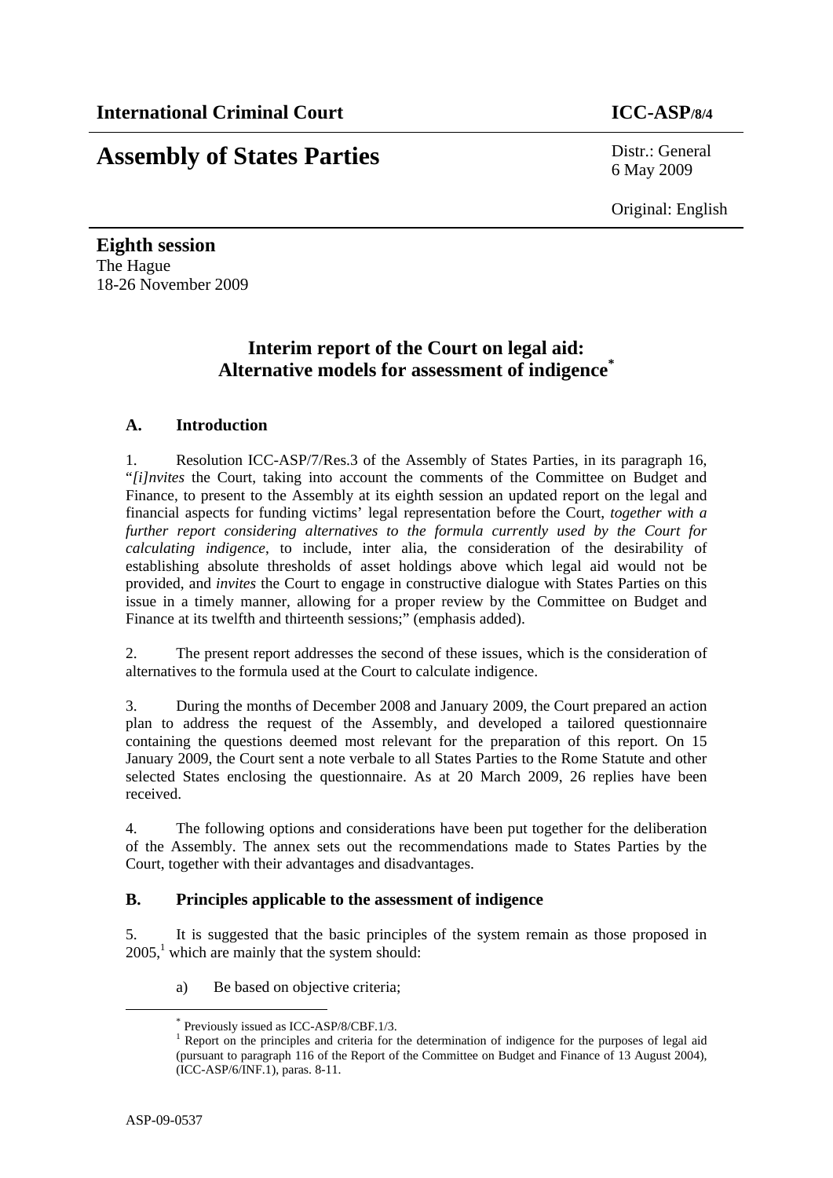**International Criminal Court** **ICC-ASP/8/4**

# Assembly of States Parties

Distr.: General
6 May 2009

Original: English

**Eighth session**
The Hague
18-26 November 2009

## Interim report of the Court on legal aid: Alternative models for assessment of indigence*

### A. Introduction

1. Resolution ICC-ASP/7/Res.3 of the Assembly of States Parties, in its paragraph 16, "*[i]nvites* the Court, taking into account the comments of the Committee on Budget and Finance, to present to the Assembly at its eighth session an updated report on the legal and financial aspects for funding victims' legal representation before the Court, *together with a further report considering alternatives to the formula currently used by the Court for calculating indigence*, to include, inter alia, the consideration of the desirability of establishing absolute thresholds of asset holdings above which legal aid would not be provided, and *invites* the Court to engage in constructive dialogue with States Parties on this issue in a timely manner, allowing for a proper review by the Committee on Budget and Finance at its twelfth and thirteenth sessions;" (emphasis added).

2. The present report addresses the second of these issues, which is the consideration of alternatives to the formula used at the Court to calculate indigence.

3. During the months of December 2008 and January 2009, the Court prepared an action plan to address the request of the Assembly, and developed a tailored questionnaire containing the questions deemed most relevant for the preparation of this report. On 15 January 2009, the Court sent a note verbale to all States Parties to the Rome Statute and other selected States enclosing the questionnaire. As at 20 March 2009, 26 replies have been received.

4. The following options and considerations have been put together for the deliberation of the Assembly. The annex sets out the recommendations made to States Parties by the Court, together with their advantages and disadvantages.

### B. Principles applicable to the assessment of indigence

5. It is suggested that the basic principles of the system remain as those proposed in 2005,[1] which are mainly that the system should:

a) Be based on objective criteria;

* Previously issued as ICC-ASP/8/CBF.1/3.

[1] Report on the principles and criteria for the determination of indigence for the purposes of legal aid (pursuant to paragraph 116 of the Report of the Committee on Budget and Finance of 13 August 2004), (ICC-ASP/6/INF.1), paras. 8-11.

ASP-09-0537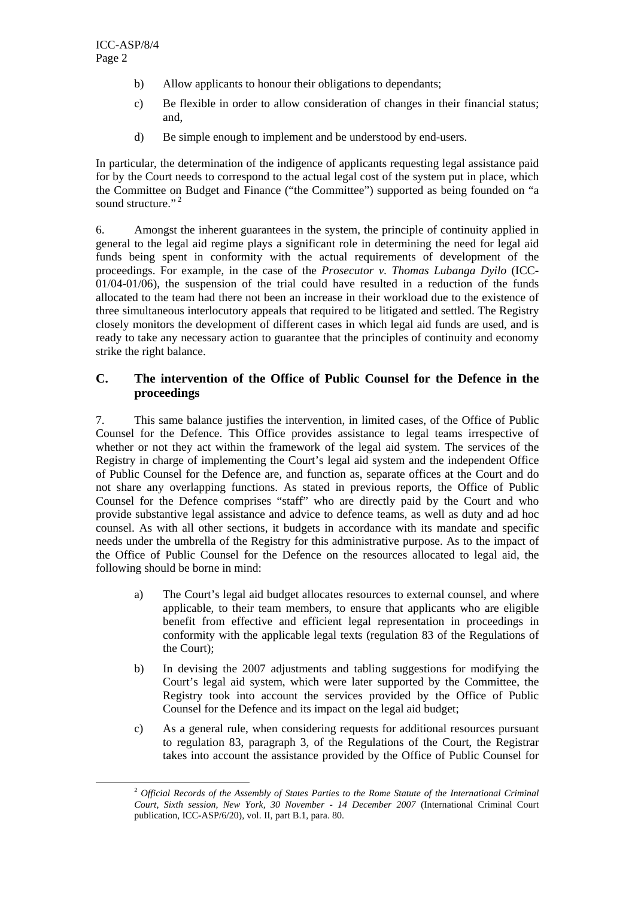b) Allow applicants to honour their obligations to dependants;

c) Be flexible in order to allow consideration of changes in their financial status; and,

d) Be simple enough to implement and be understood by end-users.

In particular, the determination of the indigence of applicants requesting legal assistance paid for by the Court needs to correspond to the actual legal cost of the system put in place, which the Committee on Budget and Finance ("the Committee") supported as being founded on "a sound structure."[2]

6. Amongst the inherent guarantees in the system, the principle of continuity applied in general to the legal aid regime plays a significant role in determining the need for legal aid funds being spent in conformity with the actual requirements of development of the proceedings. For example, in the case of the *Prosecutor v. Thomas Lubanga Dyilo* (ICC-01/04-01/06), the suspension of the trial could have resulted in a reduction of the funds allocated to the team had there not been an increase in their workload due to the existence of three simultaneous interlocutory appeals that required to be litigated and settled. The Registry closely monitors the development of different cases in which legal aid funds are used, and is ready to take any necessary action to guarantee that the principles of continuity and economy strike the right balance.

## C. The intervention of the Office of Public Counsel for the Defence in the proceedings

7. This same balance justifies the intervention, in limited cases, of the Office of Public Counsel for the Defence. This Office provides assistance to legal teams irrespective of whether or not they act within the framework of the legal aid system. The services of the Registry in charge of implementing the Court's legal aid system and the independent Office of Public Counsel for the Defence are, and function as, separate offices at the Court and do not share any overlapping functions. As stated in previous reports, the Office of Public Counsel for the Defence comprises "staff" who are directly paid by the Court and who provide substantive legal assistance and advice to defence teams, as well as duty and ad hoc counsel. As with all other sections, it budgets in accordance with its mandate and specific needs under the umbrella of the Registry for this administrative purpose. As to the impact of the Office of Public Counsel for the Defence on the resources allocated to legal aid, the following should be borne in mind:

a) The Court's legal aid budget allocates resources to external counsel, and where applicable, to their team members, to ensure that applicants who are eligible benefit from effective and efficient legal representation in proceedings in conformity with the applicable legal texts (regulation 83 of the Regulations of the Court);

b) In devising the 2007 adjustments and tabling suggestions for modifying the Court's legal aid system, which were later supported by the Committee, the Registry took into account the services provided by the Office of Public Counsel for the Defence and its impact on the legal aid budget;

c) As a general rule, when considering requests for additional resources pursuant to regulation 83, paragraph 3, of the Regulations of the Court, the Registrar takes into account the assistance provided by the Office of Public Counsel for

---

[2] *Official Records of the Assembly of States Parties to the Rome Statute of the International Criminal Court, Sixth session, New York, 30 November - 14 December 2007* (International Criminal Court publication, ICC-ASP/6/20), vol. II, part B.1, para. 80.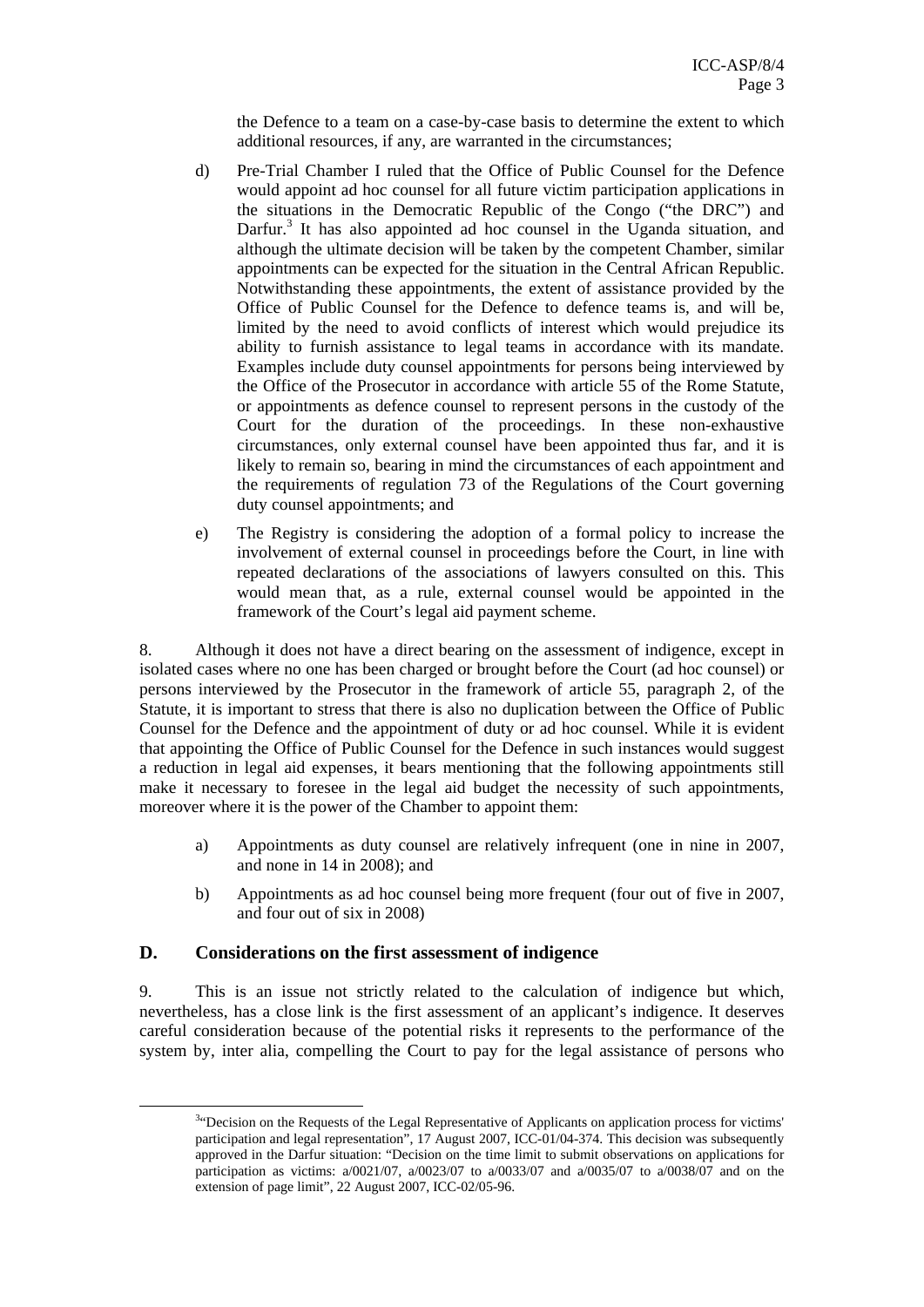the Defence to a team on a case-by-case basis to determine the extent to which additional resources, if any, are warranted in the circumstances;

d) Pre-Trial Chamber I ruled that the Office of Public Counsel for the Defence would appoint ad hoc counsel for all future victim participation applications in the situations in the Democratic Republic of the Congo ("the DRC") and Darfur.[3] It has also appointed ad hoc counsel in the Uganda situation, and although the ultimate decision will be taken by the competent Chamber, similar appointments can be expected for the situation in the Central African Republic. Notwithstanding these appointments, the extent of assistance provided by the Office of Public Counsel for the Defence to defence teams is, and will be, limited by the need to avoid conflicts of interest which would prejudice its ability to furnish assistance to legal teams in accordance with its mandate. Examples include duty counsel appointments for persons being interviewed by the Office of the Prosecutor in accordance with article 55 of the Rome Statute, or appointments as defence counsel to represent persons in the custody of the Court for the duration of the proceedings. In these non-exhaustive circumstances, only external counsel have been appointed thus far, and it is likely to remain so, bearing in mind the circumstances of each appointment and the requirements of regulation 73 of the Regulations of the Court governing duty counsel appointments; and

e) The Registry is considering the adoption of a formal policy to increase the involvement of external counsel in proceedings before the Court, in line with repeated declarations of the associations of lawyers consulted on this. This would mean that, as a rule, external counsel would be appointed in the framework of the Court's legal aid payment scheme.

8. Although it does not have a direct bearing on the assessment of indigence, except in isolated cases where no one has been charged or brought before the Court (ad hoc counsel) or persons interviewed by the Prosecutor in the framework of article 55, paragraph 2, of the Statute, it is important to stress that there is also no duplication between the Office of Public Counsel for the Defence and the appointment of duty or ad hoc counsel. While it is evident that appointing the Office of Public Counsel for the Defence in such instances would suggest a reduction in legal aid expenses, it bears mentioning that the following appointments still make it necessary to foresee in the legal aid budget the necessity of such appointments, moreover where it is the power of the Chamber to appoint them:

a) Appointments as duty counsel are relatively infrequent (one in nine in 2007, and none in 14 in 2008); and

b) Appointments as ad hoc counsel being more frequent (four out of five in 2007, and four out of six in 2008)

## D. Considerations on the first assessment of indigence

9. This is an issue not strictly related to the calculation of indigence but which, nevertheless, has a close link is the first assessment of an applicant's indigence. It deserves careful consideration because of the potential risks it represents to the performance of the system by, inter alia, compelling the Court to pay for the legal assistance of persons who

[3] "Decision on the Requests of the Legal Representative of Applicants on application process for victims' participation and legal representation", 17 August 2007, ICC-01/04-374. This decision was subsequently approved in the Darfur situation: "Decision on the time limit to submit observations on applications for participation as victims: a/0021/07, a/0023/07 to a/0033/07 and a/0035/07 to a/0038/07 and on the extension of page limit", 22 August 2007, ICC-02/05-96.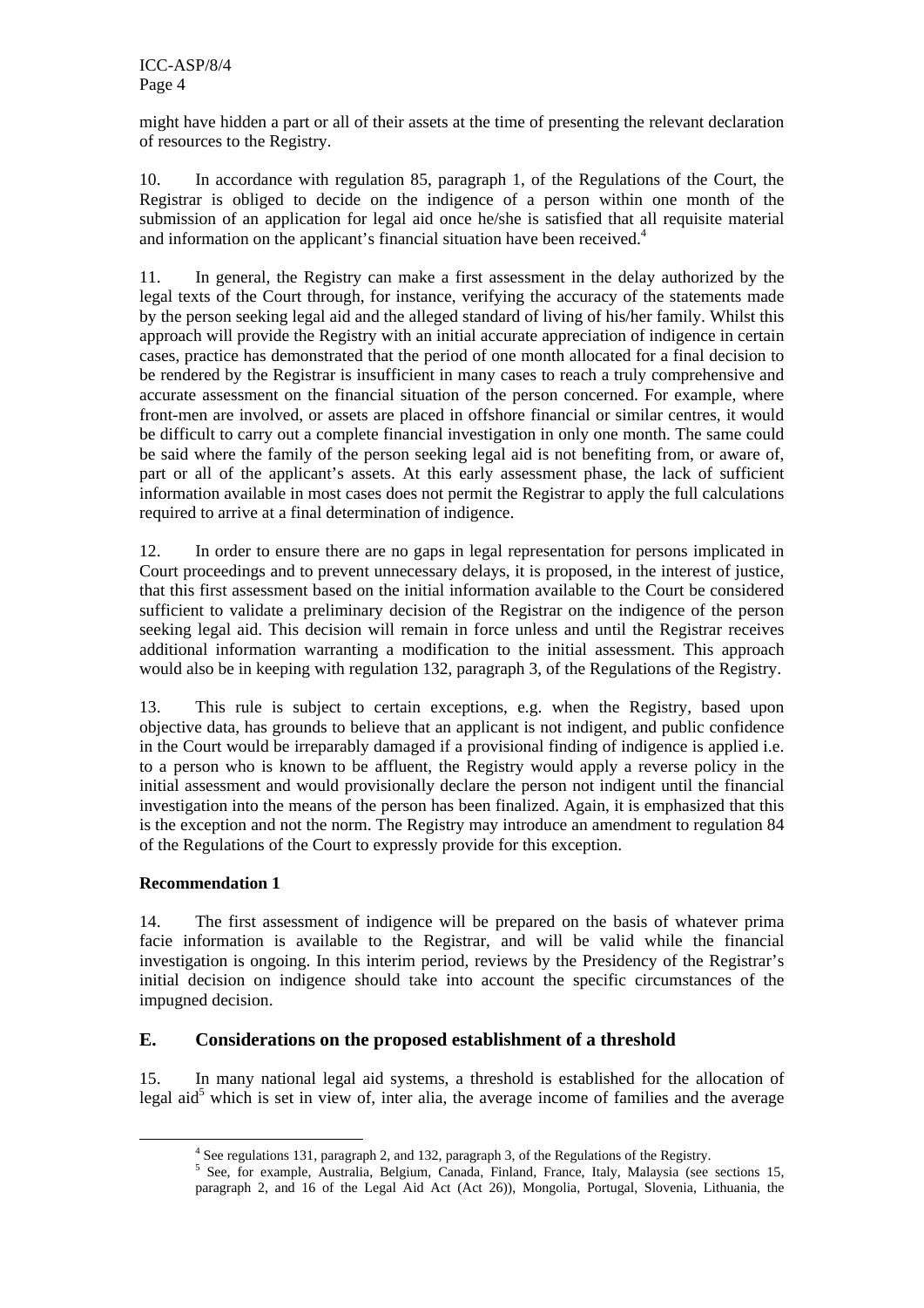might have hidden a part or all of their assets at the time of presenting the relevant declaration of resources to the Registry.

10. In accordance with regulation 85, paragraph 1, of the Regulations of the Court, the Registrar is obliged to decide on the indigence of a person within one month of the submission of an application for legal aid once he/she is satisfied that all requisite material and information on the applicant's financial situation have been received.[4]

11. In general, the Registry can make a first assessment in the delay authorized by the legal texts of the Court through, for instance, verifying the accuracy of the statements made by the person seeking legal aid and the alleged standard of living of his/her family. Whilst this approach will provide the Registry with an initial accurate appreciation of indigence in certain cases, practice has demonstrated that the period of one month allocated for a final decision to be rendered by the Registrar is insufficient in many cases to reach a truly comprehensive and accurate assessment on the financial situation of the person concerned. For example, where front-men are involved, or assets are placed in offshore financial or similar centres, it would be difficult to carry out a complete financial investigation in only one month. The same could be said where the family of the person seeking legal aid is not benefiting from, or aware of, part or all of the applicant's assets. At this early assessment phase, the lack of sufficient information available in most cases does not permit the Registrar to apply the full calculations required to arrive at a final determination of indigence.

12. In order to ensure there are no gaps in legal representation for persons implicated in Court proceedings and to prevent unnecessary delays, it is proposed, in the interest of justice, that this first assessment based on the initial information available to the Court be considered sufficient to validate a preliminary decision of the Registrar on the indigence of the person seeking legal aid. This decision will remain in force unless and until the Registrar receives additional information warranting a modification to the initial assessment. This approach would also be in keeping with regulation 132, paragraph 3, of the Regulations of the Registry.

13. This rule is subject to certain exceptions, e.g. when the Registry, based upon objective data, has grounds to believe that an applicant is not indigent, and public confidence in the Court would be irreparably damaged if a provisional finding of indigence is applied i.e. to a person who is known to be affluent, the Registry would apply a reverse policy in the initial assessment and would provisionally declare the person not indigent until the financial investigation into the means of the person has been finalized. Again, it is emphasized that this is the exception and not the norm. The Registry may introduce an amendment to regulation 84 of the Regulations of the Court to expressly provide for this exception.

**Recommendation 1**

14. The first assessment of indigence will be prepared on the basis of whatever prima facie information is available to the Registrar, and will be valid while the financial investigation is ongoing. In this interim period, reviews by the Presidency of the Registrar's initial decision on indigence should take into account the specific circumstances of the impugned decision.

## E. Considerations on the proposed establishment of a threshold

15. In many national legal aid systems, a threshold is established for the allocation of legal aid[5] which is set in view of, inter alia, the average income of families and the average

[4] See regulations 131, paragraph 2, and 132, paragraph 3, of the Regulations of the Registry.

[5] See, for example, Australia, Belgium, Canada, Finland, France, Italy, Malaysia (see sections 15, paragraph 2, and 16 of the Legal Aid Act (Act 26)), Mongolia, Portugal, Slovenia, Lithuania, the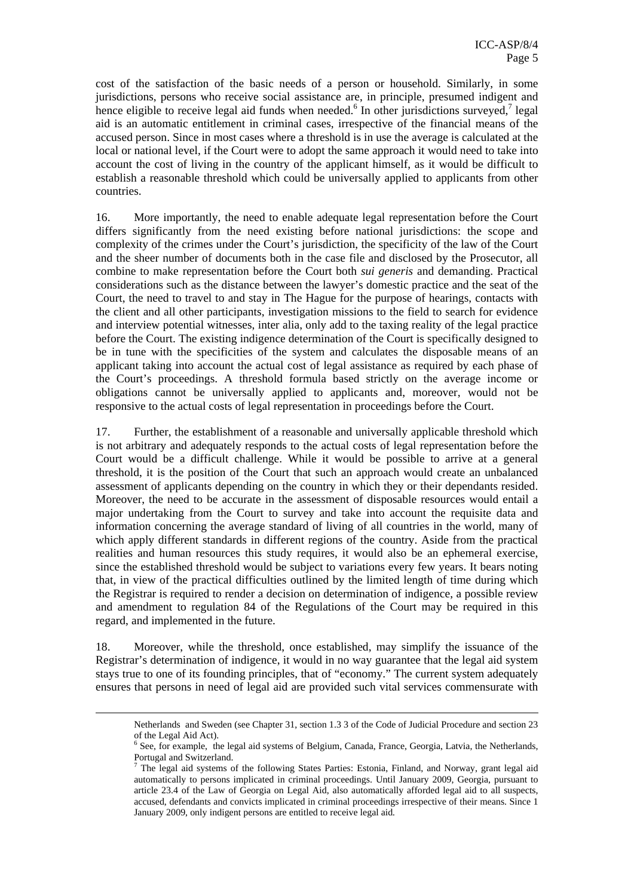cost of the satisfaction of the basic needs of a person or household. Similarly, in some jurisdictions, persons who receive social assistance are, in principle, presumed indigent and hence eligible to receive legal aid funds when needed.[6] In other jurisdictions surveyed,[7] legal aid is an automatic entitlement in criminal cases, irrespective of the financial means of the accused person. Since in most cases where a threshold is in use the average is calculated at the local or national level, if the Court were to adopt the same approach it would need to take into account the cost of living in the country of the applicant himself, as it would be difficult to establish a reasonable threshold which could be universally applied to applicants from other countries.

16. More importantly, the need to enable adequate legal representation before the Court differs significantly from the need existing before national jurisdictions: the scope and complexity of the crimes under the Court's jurisdiction, the specificity of the law of the Court and the sheer number of documents both in the case file and disclosed by the Prosecutor, all combine to make representation before the Court both *sui generis* and demanding. Practical considerations such as the distance between the lawyer's domestic practice and the seat of the Court, the need to travel to and stay in The Hague for the purpose of hearings, contacts with the client and all other participants, investigation missions to the field to search for evidence and interview potential witnesses, inter alia, only add to the taxing reality of the legal practice before the Court. The existing indigence determination of the Court is specifically designed to be in tune with the specificities of the system and calculates the disposable means of an applicant taking into account the actual cost of legal assistance as required by each phase of the Court's proceedings. A threshold formula based strictly on the average income or obligations cannot be universally applied to applicants and, moreover, would not be responsive to the actual costs of legal representation in proceedings before the Court.

17. Further, the establishment of a reasonable and universally applicable threshold which is not arbitrary and adequately responds to the actual costs of legal representation before the Court would be a difficult challenge. While it would be possible to arrive at a general threshold, it is the position of the Court that such an approach would create an unbalanced assessment of applicants depending on the country in which they or their dependants resided. Moreover, the need to be accurate in the assessment of disposable resources would entail a major undertaking from the Court to survey and take into account the requisite data and information concerning the average standard of living of all countries in the world, many of which apply different standards in different regions of the country. Aside from the practical realities and human resources this study requires, it would also be an ephemeral exercise, since the established threshold would be subject to variations every few years. It bears noting that, in view of the practical difficulties outlined by the limited length of time during which the Registrar is required to render a decision on determination of indigence, a possible review and amendment to regulation 84 of the Regulations of the Court may be required in this regard, and implemented in the future.

18. Moreover, while the threshold, once established, may simplify the issuance of the Registrar's determination of indigence, it would in no way guarantee that the legal aid system stays true to one of its founding principles, that of "economy." The current system adequately ensures that persons in need of legal aid are provided such vital services commensurate with

---

Netherlands and Sweden (see Chapter 31, section 1.3 3 of the Code of Judicial Procedure and section 23 of the Legal Aid Act).

[6] See, for example, the legal aid systems of Belgium, Canada, France, Georgia, Latvia, the Netherlands, Portugal and Switzerland.

[7] The legal aid systems of the following States Parties: Estonia, Finland, and Norway, grant legal aid automatically to persons implicated in criminal proceedings. Until January 2009, Georgia, pursuant to article 23.4 of the Law of Georgia on Legal Aid, also automatically afforded legal aid to all suspects, accused, defendants and convicts implicated in criminal proceedings irrespective of their means. Since 1 January 2009, only indigent persons are entitled to receive legal aid.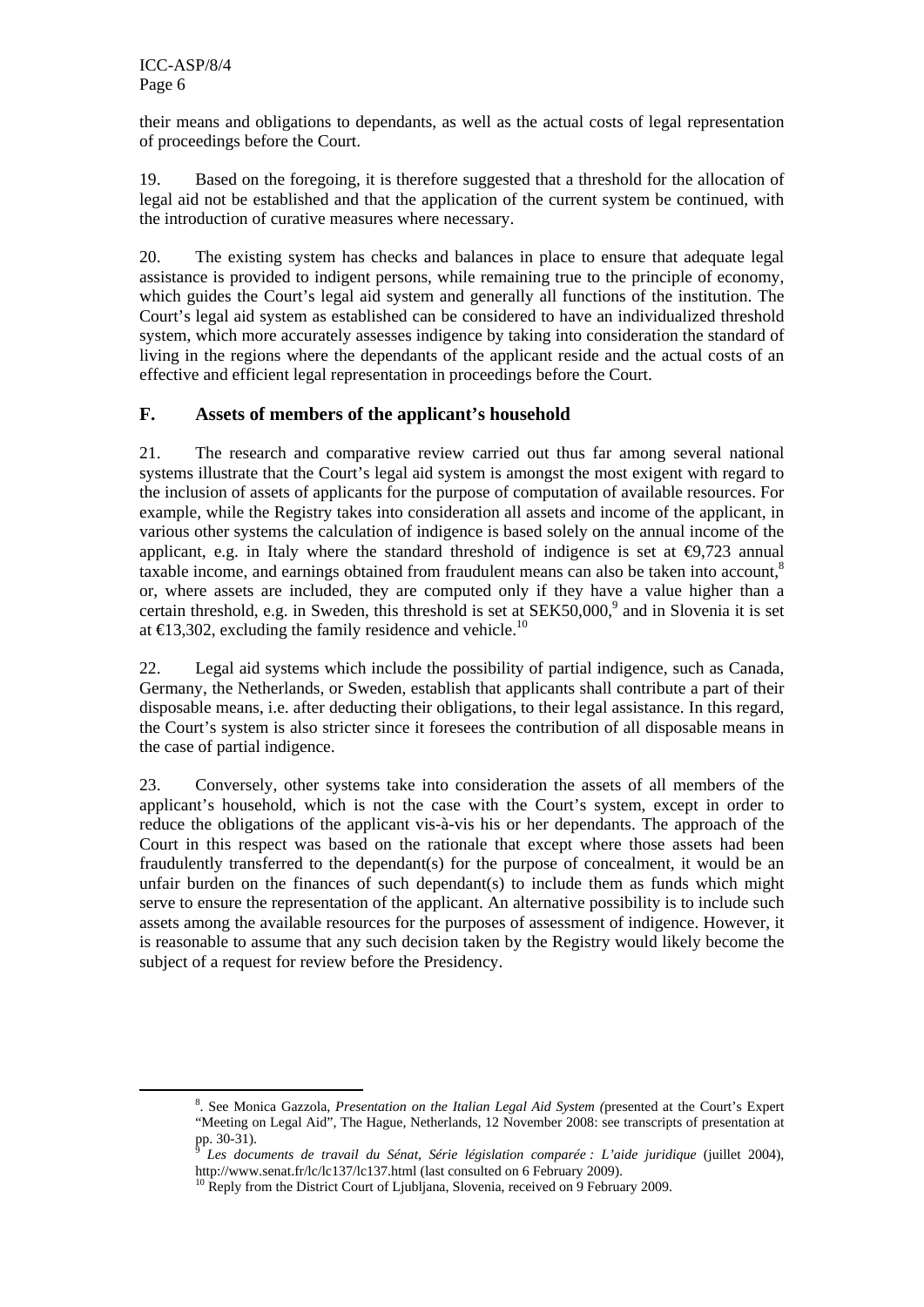their means and obligations to dependants, as well as the actual costs of legal representation of proceedings before the Court.

19. Based on the foregoing, it is therefore suggested that a threshold for the allocation of legal aid not be established and that the application of the current system be continued, with the introduction of curative measures where necessary.

20. The existing system has checks and balances in place to ensure that adequate legal assistance is provided to indigent persons, while remaining true to the principle of economy, which guides the Court's legal aid system and generally all functions of the institution. The Court's legal aid system as established can be considered to have an individualized threshold system, which more accurately assesses indigence by taking into consideration the standard of living in the regions where the dependants of the applicant reside and the actual costs of an effective and efficient legal representation in proceedings before the Court.

## F. Assets of members of the applicant's household

21. The research and comparative review carried out thus far among several national systems illustrate that the Court's legal aid system is amongst the most exigent with regard to the inclusion of assets of applicants for the purpose of computation of available resources. For example, while the Registry takes into consideration all assets and income of the applicant, in various other systems the calculation of indigence is based solely on the annual income of the applicant, e.g. in Italy where the standard threshold of indigence is set at €9,723 annual taxable income, and earnings obtained from fraudulent means can also be taken into account,[8] or, where assets are included, they are computed only if they have a value higher than a certain threshold, e.g. in Sweden, this threshold is set at SEK50,000,[9] and in Slovenia it is set at €13,302, excluding the family residence and vehicle.[10]

22. Legal aid systems which include the possibility of partial indigence, such as Canada, Germany, the Netherlands, or Sweden, establish that applicants shall contribute a part of their disposable means, i.e. after deducting their obligations, to their legal assistance. In this regard, the Court's system is also stricter since it foresees the contribution of all disposable means in the case of partial indigence.

23. Conversely, other systems take into consideration the assets of all members of the applicant's household, which is not the case with the Court's system, except in order to reduce the obligations of the applicant vis-à-vis his or her dependants. The approach of the Court in this respect was based on the rationale that except where those assets had been fraudulently transferred to the dependant(s) for the purpose of concealment, it would be an unfair burden on the finances of such dependant(s) to include them as funds which might serve to ensure the representation of the applicant. An alternative possibility is to include such assets among the available resources for the purposes of assessment of indigence. However, it is reasonable to assume that any such decision taken by the Registry would likely become the subject of a request for review before the Presidency.

---

[8]. See Monica Gazzola, *Presentation on the Italian Legal Aid System (*presented at the Court's Expert "Meeting on Legal Aid", The Hague, Netherlands, 12 November 2008: see transcripts of presentation at pp. 30-31).

[9] *Les documents de travail du Sénat, Série législation comparée : L'aide juridique* (juillet 2004), http://www.senat.fr/lc/lc137/lc137.html (last consulted on 6 February 2009).

[10] Reply from the District Court of Ljubljana, Slovenia, received on 9 February 2009.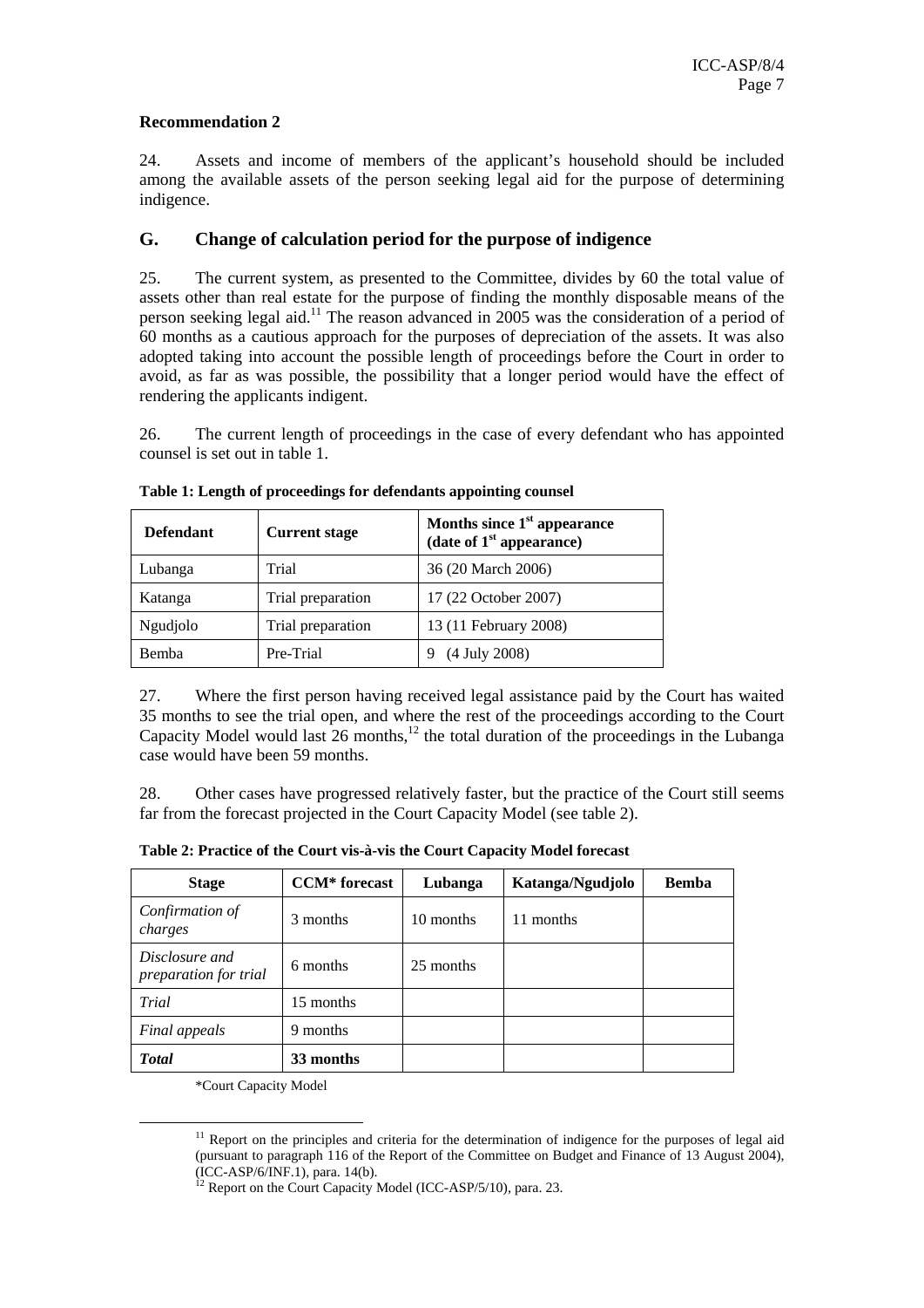**Recommendation 2**

24. Assets and income of members of the applicant's household should be included among the available assets of the person seeking legal aid for the purpose of determining indigence.

## G. Change of calculation period for the purpose of indigence

25. The current system, as presented to the Committee, divides by 60 the total value of assets other than real estate for the purpose of finding the monthly disposable means of the person seeking legal aid.[11] The reason advanced in 2005 was the consideration of a period of 60 months as a cautious approach for the purposes of depreciation of the assets. It was also adopted taking into account the possible length of proceedings before the Court in order to avoid, as far as was possible, the possibility that a longer period would have the effect of rendering the applicants indigent.

26. The current length of proceedings in the case of every defendant who has appointed counsel is set out in table 1.

**Table 1: Length of proceedings for defendants appointing counsel**

| Defendant | Current stage | Months since 1st appearance (date of 1st appearance) |
|---|---|---|
| Lubanga | Trial | 36 (20 March 2006) |
| Katanga | Trial preparation | 17 (22 October 2007) |
| Ngudjolo | Trial preparation | 13 (11 February 2008) |
| Bemba | Pre-Trial | 9 (4 July 2008) |

27. Where the first person having received legal assistance paid by the Court has waited 35 months to see the trial open, and where the rest of the proceedings according to the Court Capacity Model would last 26 months,[12] the total duration of the proceedings in the Lubanga case would have been 59 months.

28. Other cases have progressed relatively faster, but the practice of the Court still seems far from the forecast projected in the Court Capacity Model (see table 2).

**Table 2: Practice of the Court vis-à-vis the Court Capacity Model forecast**

| Stage | CCM* forecast | Lubanga | Katanga/Ngudjolo | Bemba |
|---|---|---|---|---|
| *Confirmation of charges* | 3 months | 10 months | 11 months | |
| *Disclosure and preparation for trial* | 6 months | 25 months | | |
| *Trial* | 15 months | | | |
| *Final appeals* | 9 months | | | |
| ***Total*** | **33 months** | | | |

*Court Capacity Model

[11] Report on the principles and criteria for the determination of indigence for the purposes of legal aid (pursuant to paragraph 116 of the Report of the Committee on Budget and Finance of 13 August 2004), (ICC-ASP/6/INF.1), para. 14(b).

[12] Report on the Court Capacity Model (ICC-ASP/5/10), para. 23.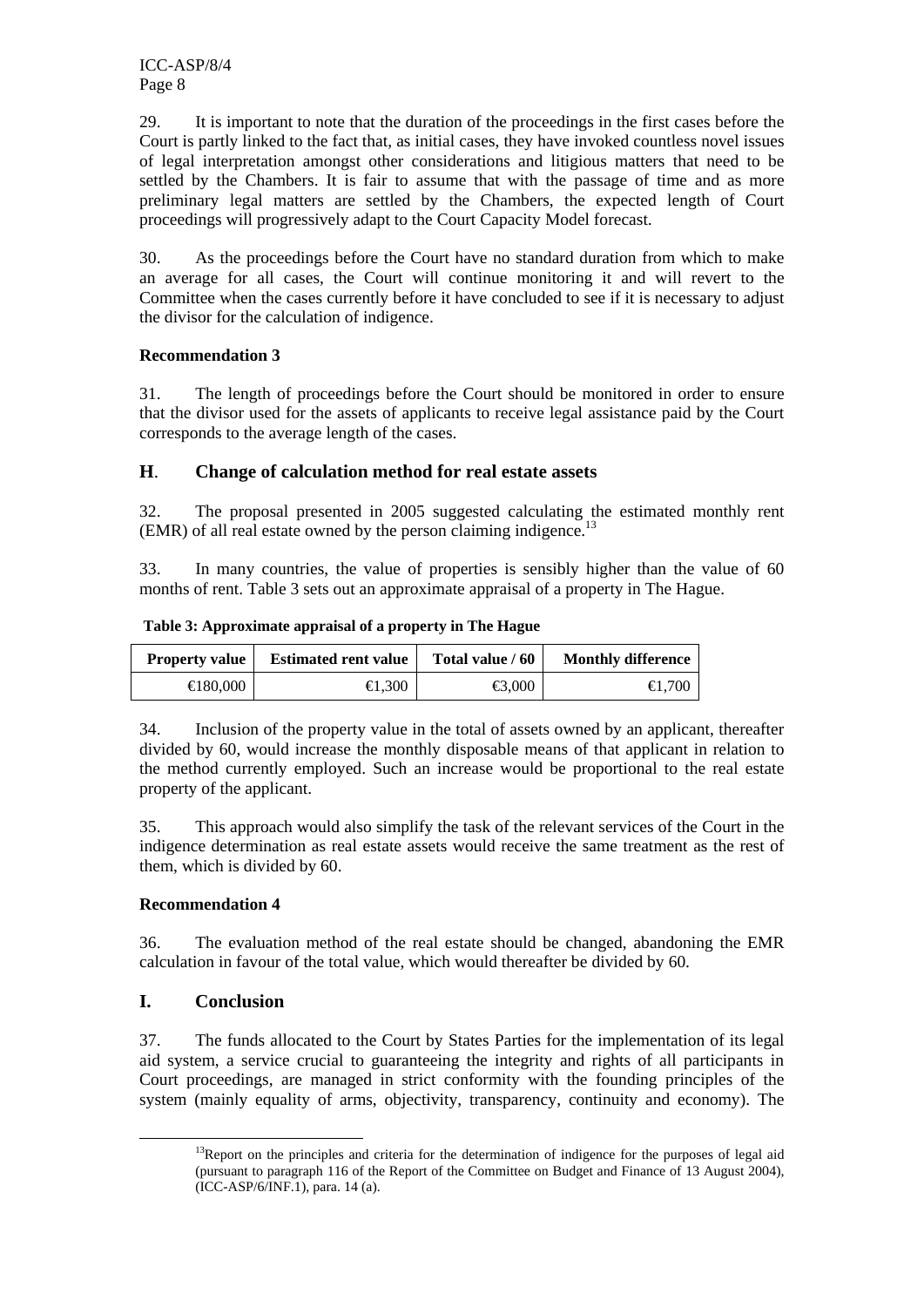29. It is important to note that the duration of the proceedings in the first cases before the Court is partly linked to the fact that, as initial cases, they have invoked countless novel issues of legal interpretation amongst other considerations and litigious matters that need to be settled by the Chambers. It is fair to assume that with the passage of time and as more preliminary legal matters are settled by the Chambers, the expected length of Court proceedings will progressively adapt to the Court Capacity Model forecast.

30. As the proceedings before the Court have no standard duration from which to make an average for all cases, the Court will continue monitoring it and will revert to the Committee when the cases currently before it have concluded to see if it is necessary to adjust the divisor for the calculation of indigence.

**Recommendation 3**

31. The length of proceedings before the Court should be monitored in order to ensure that the divisor used for the assets of applicants to receive legal assistance paid by the Court corresponds to the average length of the cases.

## H. Change of calculation method for real estate assets

32. The proposal presented in 2005 suggested calculating the estimated monthly rent (EMR) of all real estate owned by the person claiming indigence.[13]

33. In many countries, the value of properties is sensibly higher than the value of 60 months of rent. Table 3 sets out an approximate appraisal of a property in The Hague.

**Table 3: Approximate appraisal of a property in The Hague**

| Property value | Estimated rent value | Total value / 60 | Monthly difference |
|---|---|---|---|
| €180,000 | €1,300 | €3,000 | €1,700 |

34. Inclusion of the property value in the total of assets owned by an applicant, thereafter divided by 60, would increase the monthly disposable means of that applicant in relation to the method currently employed. Such an increase would be proportional to the real estate property of the applicant.

35. This approach would also simplify the task of the relevant services of the Court in the indigence determination as real estate assets would receive the same treatment as the rest of them, which is divided by 60.

**Recommendation 4**

36. The evaluation method of the real estate should be changed, abandoning the EMR calculation in favour of the total value, which would thereafter be divided by 60.

## I. Conclusion

37. The funds allocated to the Court by States Parties for the implementation of its legal aid system, a service crucial to guaranteeing the integrity and rights of all participants in Court proceedings, are managed in strict conformity with the founding principles of the system (mainly equality of arms, objectivity, transparency, continuity and economy). The

[13] Report on the principles and criteria for the determination of indigence for the purposes of legal aid (pursuant to paragraph 116 of the Report of the Committee on Budget and Finance of 13 August 2004), (ICC-ASP/6/INF.1), para. 14 (a).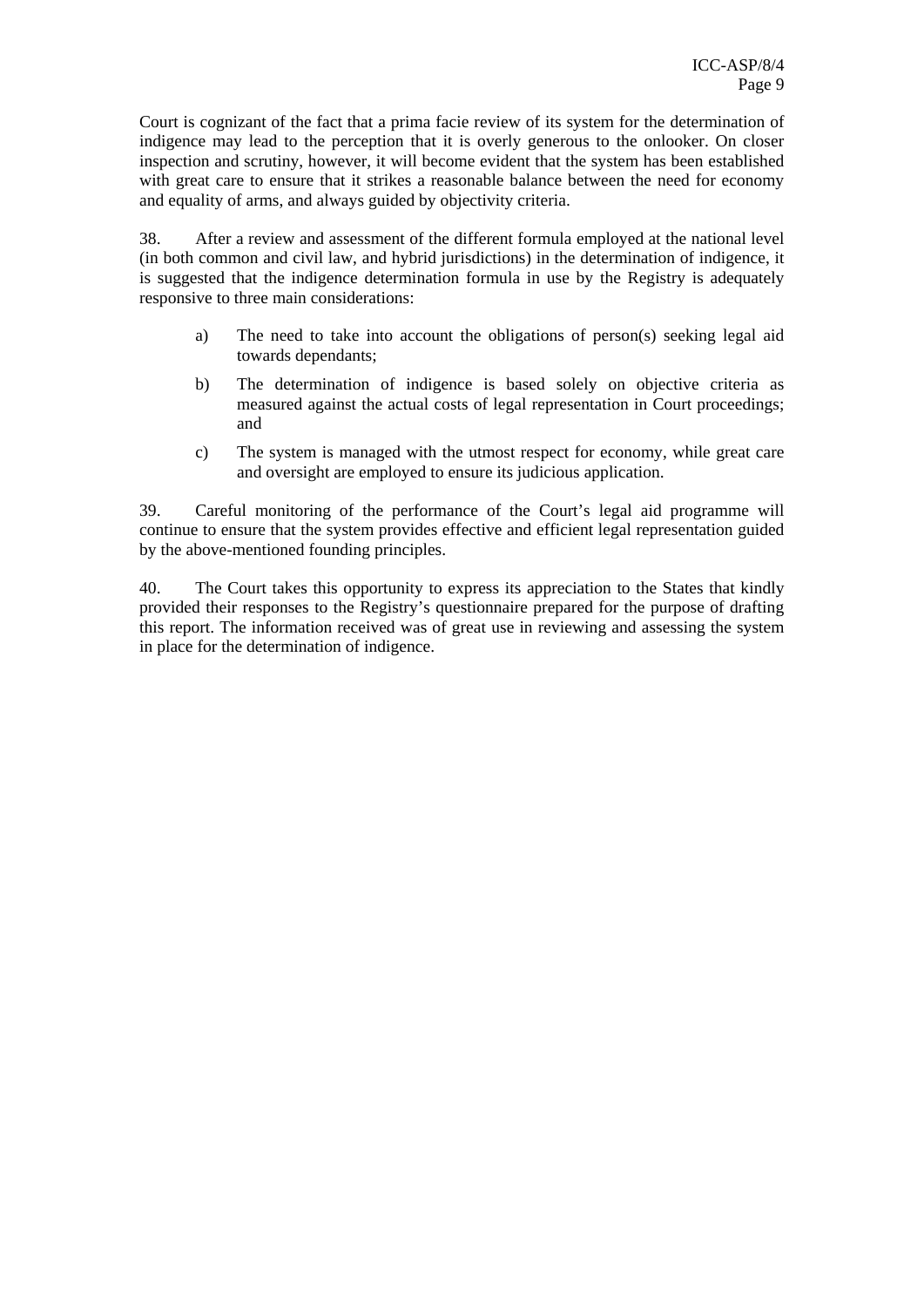Court is cognizant of the fact that a prima facie review of its system for the determination of indigence may lead to the perception that it is overly generous to the onlooker. On closer inspection and scrutiny, however, it will become evident that the system has been established with great care to ensure that it strikes a reasonable balance between the need for economy and equality of arms, and always guided by objectivity criteria.

38. After a review and assessment of the different formula employed at the national level (in both common and civil law, and hybrid jurisdictions) in the determination of indigence, it is suggested that the indigence determination formula in use by the Registry is adequately responsive to three main considerations:

a) The need to take into account the obligations of person(s) seeking legal aid towards dependants;

b) The determination of indigence is based solely on objective criteria as measured against the actual costs of legal representation in Court proceedings; and

c) The system is managed with the utmost respect for economy, while great care and oversight are employed to ensure its judicious application.

39. Careful monitoring of the performance of the Court's legal aid programme will continue to ensure that the system provides effective and efficient legal representation guided by the above-mentioned founding principles.

40. The Court takes this opportunity to express its appreciation to the States that kindly provided their responses to the Registry's questionnaire prepared for the purpose of drafting this report. The information received was of great use in reviewing and assessing the system in place for the determination of indigence.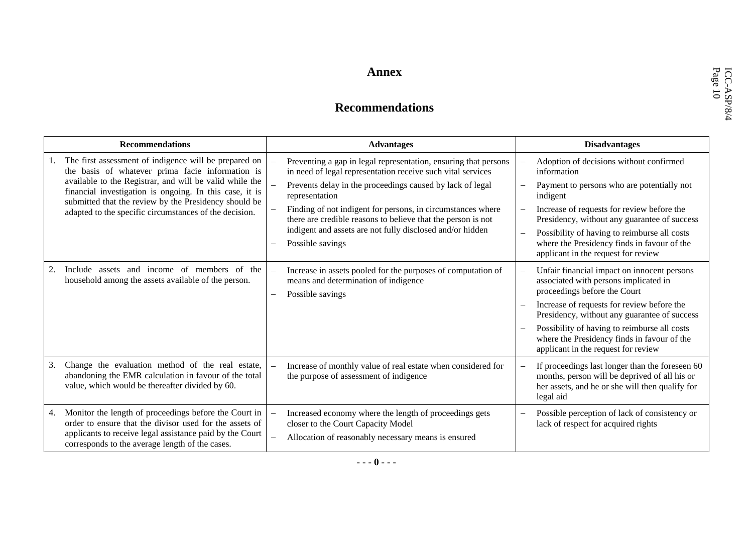# Annex

## Recommendations

| Recommendations | Advantages | Disadvantages |
|---|---|---|
| 1. The first assessment of indigence will be prepared on the basis of whatever prima facie information is available to the Registrar, and will be valid while the financial investigation is ongoing. In this case, it is submitted that the review by the Presidency should be adapted to the specific circumstances of the decision. | – Preventing a gap in legal representation, ensuring that persons in need of legal representation receive such vital services<br>– Prevents delay in the proceedings caused by lack of legal representation<br>– Finding of not indigent for persons, in circumstances where there are credible reasons to believe that the person is not indigent and assets are not fully disclosed and/or hidden<br>– Possible savings | – Adoption of decisions without confirmed information<br>– Payment to persons who are potentially not indigent<br>– Increase of requests for review before the Presidency, without any guarantee of success<br>– Possibility of having to reimburse all costs where the Presidency finds in favour of the applicant in the request for review |
| 2. Include assets and income of members of the household among the assets available of the person. | – Increase in assets pooled for the purposes of computation of means and determination of indigence<br>– Possible savings | – Unfair financial impact on innocent persons associated with persons implicated in proceedings before the Court<br>– Increase of requests for review before the Presidency, without any guarantee of success<br>– Possibility of having to reimburse all costs where the Presidency finds in favour of the applicant in the request for review |
| 3. Change the evaluation method of the real estate, abandoning the EMR calculation in favour of the total value, which would be thereafter divided by 60. | – Increase of monthly value of real estate when considered for the purpose of assessment of indigence | – If proceedings last longer than the foreseen 60 months, person will be deprived of all his or her assets, and he or she will then qualify for legal aid |
| 4. Monitor the length of proceedings before the Court in order to ensure that the divisor used for the assets of applicants to receive legal assistance paid by the Court corresponds to the average length of the cases. | – Increased economy where the length of proceedings gets closer to the Court Capacity Model<br>– Allocation of reasonably necessary means is ensured | – Possible perception of lack of consistency or lack of respect for acquired rights |

- - - 0 - - -